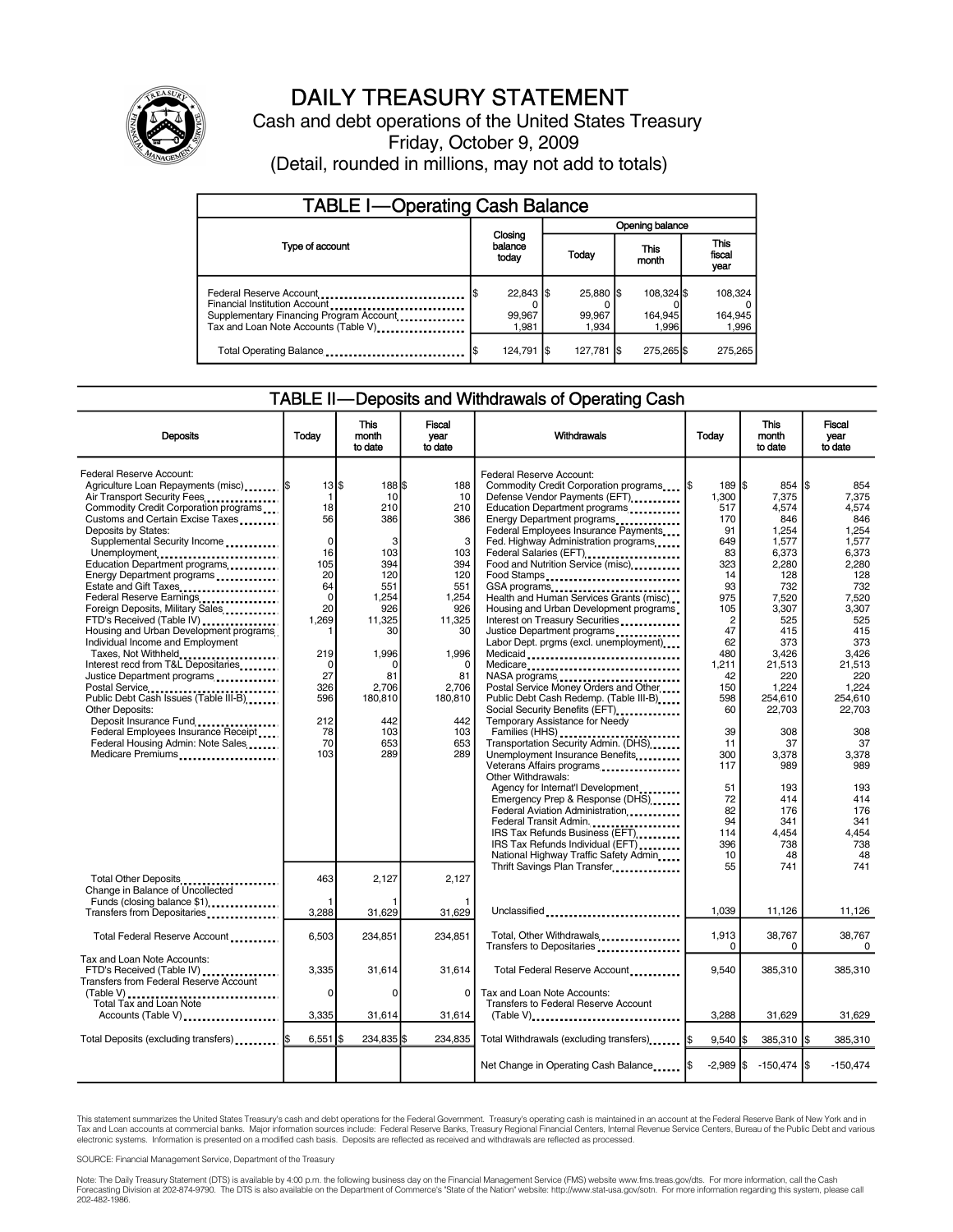# DAILY TREASURY STATEMENT

Cash and debt operations of the United States Treasury

Friday, October 9, 2009

(Detail, rounded in millions, may not add to totals)

## TABLE I—Operating Cash Balance

| Type of account | Closing balance today | Opening balance Today | Opening balance This month | Opening balance This fiscal year |
|---|---|---|---|---|
| Federal Reserve Account | $ 22,843 | $ 25,880 | $ 108,324 | $ 108,324 |
| Financial Institution Account | 0 | 0 | 0 | 0 |
| Supplementary Financing Program Account | 99,967 | 99,967 | 164,945 | 164,945 |
| Tax and Loan Note Accounts (Table V) | 1,981 | 1,934 | 1,996 | 1,996 |
| Total Operating Balance | $ 124,791 | $ 127,781 | $ 275,265 | $ 275,265 |

## TABLE II—Deposits and Withdrawals of Operating Cash

| Deposits | Today | This month to date | Fiscal year to date |
|---|---|---|---|
| Federal Reserve Account: | | | |
| Agriculture Loan Repayments (misc) | $ 13 | $ 188 | $ 188 |
| Air Transport Security Fees | 1 | 10 | 10 |
| Commodity Credit Corporation programs | 18 | 210 | 210 |
| Customs and Certain Excise Taxes | 56 | 386 | 386 |
| Deposits by States: | | | |
| Supplemental Security Income | 0 | 3 | 3 |
| Unemployment | 16 | 103 | 103 |
| Education Department programs | 105 | 394 | 394 |
| Energy Department programs | 20 | 120 | 120 |
| Estate and Gift Taxes | 64 | 551 | 551 |
| Federal Reserve Earnings | 0 | 1,254 | 1,254 |
| Foreign Deposits, Military Sales | 20 | 926 | 926 |
| FTD's Received (Table IV) | 1,269 | 11,325 | 11,325 |
| Housing and Urban Development programs | 1 | 30 | 30 |
| Individual Income and Employment Taxes, Not Withheld | 219 | 1,996 | 1,996 |
| Interest recd from T&L Depositaries | 0 | 0 | 0 |
| Justice Department programs | 27 | 81 | 81 |
| Postal Service | 326 | 2,706 | 2,706 |
| Public Debt Cash Issues (Table III-B) | 596 | 180,810 | 180,810 |
| Other Deposits: | | | |
| Deposit Insurance Fund | 212 | 442 | 442 |
| Federal Employees Insurance Receipt | 78 | 103 | 103 |
| Federal Housing Admin: Note Sales | 70 | 653 | 653 |
| Medicare Premiums | 103 | 289 | 289 |
| Total Other Deposits | 463 | 2,127 | 2,127 |
| Change in Balance of Uncollected Funds (closing balance $1) | 1 | 1 | 1 |
| Transfers from Depositaries | 3,288 | 31,629 | 31,629 |
| Total Federal Reserve Account | 6,503 | 234,851 | 234,851 |
| Tax and Loan Note Accounts: | | | |
| FTD's Received (Table IV) | 3,335 | 31,614 | 31,614 |
| Transfers from Federal Reserve Account (Table V) | 0 | 0 | 0 |
| Total Tax and Loan Note Accounts (Table V) | 3,335 | 31,614 | 31,614 |
| Total Deposits (excluding transfers) | $ 6,551 | $ 234,835 | $ 234,835 |

| Withdrawals | Today | This month to date | Fiscal year to date |
|---|---|---|---|
| Federal Reserve Account: | | | |
| Commodity Credit Corporation programs | $ 189 | $ 854 | $ 854 |
| Defense Vendor Payments (EFT) | 1,300 | 7,375 | 7,375 |
| Education Department programs | 517 | 4,574 | 4,574 |
| Energy Department programs | 170 | 846 | 846 |
| Federal Employees Insurance Payments | 91 | 1,254 | 1,254 |
| Fed. Highway Administration programs | 649 | 1,577 | 1,577 |
| Federal Salaries (EFT) | 83 | 6,373 | 6,373 |
| Food and Nutrition Service (misc) | 323 | 2,280 | 2,280 |
| Food Stamps | 14 | 128 | 128 |
| GSA programs | 93 | 732 | 732 |
| Health and Human Services Grants (misc) | 975 | 7,520 | 7,520 |
| Housing and Urban Development programs | 105 | 3,307 | 3,307 |
| Interest on Treasury Securities | 2 | 525 | 525 |
| Justice Department programs | 47 | 415 | 415 |
| Labor Dept. prgms (excl. unemployment) | 62 | 373 | 373 |
| Medicaid | 480 | 3,426 | 3,426 |
| Medicare | 1,211 | 21,513 | 21,513 |
| NASA programs | 42 | 220 | 220 |
| Postal Service Money Orders and Other | 150 | 1,224 | 1,224 |
| Public Debt Cash Redemp. (Table III-B) | 598 | 254,610 | 254,610 |
| Social Security Benefits (EFT) | 60 | 22,703 | 22,703 |
| Temporary Assistance for Needy Families (HHS) | 39 | 308 | 308 |
| Transportation Security Admin. (DHS) | 11 | 37 | 37 |
| Unemployment Insurance Benefits | 300 | 3,378 | 3,378 |
| Veterans Affairs programs | 117 | 989 | 989 |
| Other Withdrawals: | | | |
| Agency for Internat'l Development | 51 | 193 | 193 |
| Emergency Prep & Response (DHS) | 72 | 414 | 414 |
| Federal Aviation Administration | 82 | 176 | 176 |
| Federal Transit Admin. | 94 | 341 | 341 |
| IRS Tax Refunds Business (EFT) | 114 | 4,454 | 4,454 |
| IRS Tax Refunds Individual (EFT) | 396 | 738 | 738 |
| National Highway Traffic Safety Admin | 10 | 48 | 48 |
| Thrift Savings Plan Transfer | 55 | 741 | 741 |
| Unclassified | 1,039 | 11,126 | 11,126 |
| Total, Other Withdrawals | 1,913 | 38,767 | 38,767 |
| Transfers to Depositaries | 0 | 0 | 0 |
| Total Federal Reserve Account | 9,540 | 385,310 | 385,310 |
| Tax and Loan Note Accounts: | | | |
| Transfers to Federal Reserve Account (Table V) | 3,288 | 31,629 | 31,629 |
| Total Withdrawals (excluding transfers) | $ 9,540 | $ 385,310 | $ 385,310 |
| Net Change in Operating Cash Balance | $ -2,989 | $ -150,474 | $ -150,474 |

This statement summarizes the United States Treasury's cash and debt operations for the Federal Government. Treasury's operating cash is maintained in an account at the Federal Reserve Bank of New York and in Tax and Loan accounts at commercial banks. Major information sources include: Federal Reserve Banks, Treasury Regional Financial Centers, Internal Revenue Service Centers, Bureau of the Public Debt and various electronic systems. Information is presented on a modified cash basis. Deposits are reflected as received and withdrawals are reflected as processed.

SOURCE: Financial Management Service, Department of the Treasury

Note: The Daily Treasury Statement (DTS) is available by 4:00 p.m. the following business day on the Financial Management Service (FMS) website www.fms.treas.gov/dts. For more information, call the Cash Forecasting Division at 202-874-9790. The DTS is also available on the Department of Commerce's "State of the Nation" website: http://www.stat-usa.gov/sotn. For more information regarding this system, please call 202-482-1986.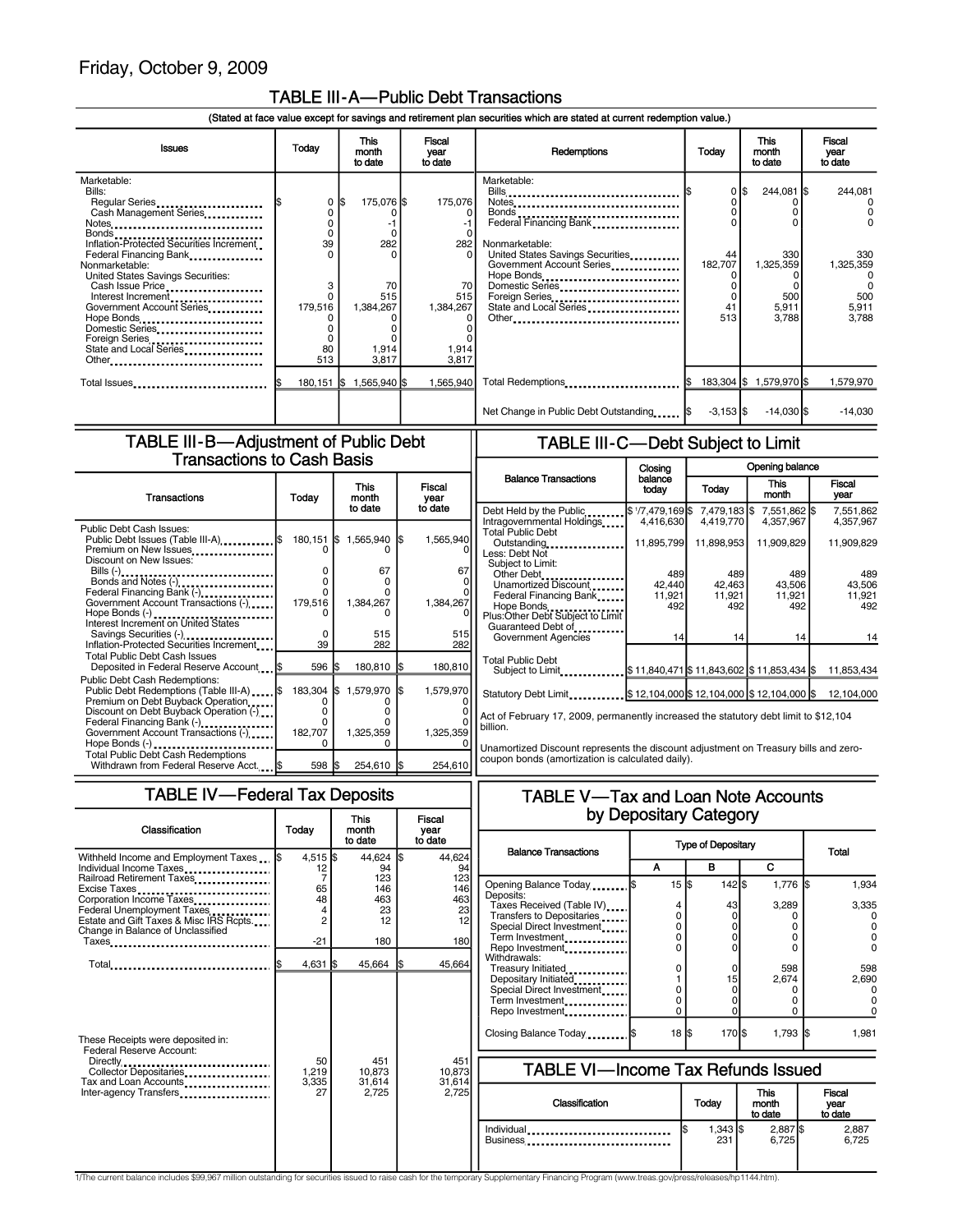Friday, October 9, 2009

## TABLE III-A—Public Debt Transactions

(Stated at face value except for savings and retirement plan securities which are stated at current redemption value.)

| Issues | Today | This month to date | Fiscal year to date |
|---|---|---|---|
| Marketable: | | | |
| Bills: | | | |
| Regular Series | $ 0 | $ 175,076 | $ 175,076 |
| Cash Management Series | 0 | 0 | 0 |
| Notes | 0 | -1 | -1 |
| Bonds | 0 | 0 | 0 |
| Inflation-Protected Securities Increment | 39 | 282 | 282 |
| Federal Financing Bank | 0 | 0 | 0 |
| Nonmarketable: | | | |
| United States Savings Securities: | | | |
| Cash Issue Price | 3 | 70 | 70 |
| Interest Increment | 0 | 515 | 515 |
| Government Account Series | 179,516 | 1,384,267 | 1,384,267 |
| Hope Bonds | 0 | 0 | 0 |
| Domestic Series | 0 | 0 | 0 |
| Foreign Series | 0 | 0 | 0 |
| State and Local Series | 80 | 1,914 | 1,914 |
| Other | 513 | 3,817 | 3,817 |
| Total Issues | $ 180,151 | $ 1,565,940 | $ 1,565,940 |

| Redemptions | Today | This month to date | Fiscal year to date |
|---|---|---|---|
| Marketable: | | | |
| Bills | $ 0 | $ 244,081 | $ 244,081 |
| Notes | 0 | 0 | 0 |
| Bonds | 0 | 0 | 0 |
| Federal Financing Bank | 0 | 0 | 0 |
| Nonmarketable: | | | |
| United States Savings Securities | 44 | 330 | 330 |
| Government Account Series | 182,707 | 1,325,359 | 1,325,359 |
| Hope Bonds | 0 | 0 | 0 |
| Domestic Series | 0 | 0 | 0 |
| Foreign Series | 0 | 500 | 500 |
| State and Local Series | 41 | 5,911 | 5,911 |
| Other | 513 | 3,788 | 3,788 |
| Total Redemptions | $ 183,304 | $ 1,579,970 | $ 1,579,970 |
| Net Change in Public Debt Outstanding | $ -3,153 | $ -14,030 | $ -14,030 |

## TABLE III-B—Adjustment of Public Debt Transactions to Cash Basis

| Transactions | Today | This month to date | Fiscal year to date |
|---|---|---|---|
| Public Debt Cash Issues: | | | |
| Public Debt Issues (Table III-A) | $ 180,151 | $ 1,565,940 | $ 1,565,940 |
| Premium on New Issues | 0 | 0 | 0 |
| Discount on New Issues: | | | |
| Bills (-) | 0 | 67 | 67 |
| Bonds and Notes (-) | 0 | 0 | 0 |
| Federal Financing Bank (-) | 0 | 0 | 0 |
| Government Account Transactions (-) | 179,516 | 1,384,267 | 1,384,267 |
| Hope Bonds (-) | 0 | 0 | 0 |
| Interest Increment on United States Savings Securities (-) | 0 | 515 | 515 |
| Inflation-Protected Securities Increment | 39 | 282 | 282 |
| Total Public Debt Cash Issues Deposited in Federal Reserve Account | $ 596 | $ 180,810 | $ 180,810 |
| Public Debt Cash Redemptions: | | | |
| Public Debt Redemptions (Table III-A) | $ 183,304 | $ 1,579,970 | $ 1,579,970 |
| Premium on Debt Buyback Operation | 0 | 0 | 0 |
| Discount on Debt Buyback Operation (-) | 0 | 0 | 0 |
| Federal Financing Bank (-) | 0 | 0 | 0 |
| Government Account Transactions (-) | 182,707 | 1,325,359 | 1,325,359 |
| Hope Bonds (-) | 0 | 0 | 0 |
| Total Public Debt Cash Redemptions Withdrawn from Federal Reserve Acct. | $ 598 | $ 254,610 | $ 254,610 |

## TABLE III-C—Debt Subject to Limit

| Balance Transactions | Closing balance today | Opening balance Today | Opening balance This month | Opening balance Fiscal year |
|---|---|---|---|---|
| Debt Held by the Public | $ [1]7,479,169 | $ 7,479,183 | $ 7,551,862 | $ 7,551,862 |
| Intragovernmental Holdings | 4,416,630 | 4,419,770 | 4,357,967 | 4,357,967 |
| Total Public Debt Outstanding | 11,895,799 | 11,898,953 | 11,909,829 | 11,909,829 |
| Less: Debt Not Subject to Limit: | | | | |
| Other Debt | 489 | 489 | 489 | 489 |
| Unamortized Discount | 42,440 | 42,463 | 43,506 | 43,506 |
| Federal Financing Bank | 11,921 | 11,921 | 11,921 | 11,921 |
| Hope Bonds | 492 | 492 | 492 | 492 |
| Plus: Other Debt Subject to Limit Guaranteed Debt of Government Agencies | 14 | 14 | 14 | 14 |
| Total Public Debt Subject to Limit | $ 11,840,471 | $ 11,843,602 | $ 11,853,434 | $ 11,853,434 |
| Statutory Debt Limit | $ 12,104,000 | $ 12,104,000 | $ 12,104,000 | $ 12,104,000 |

Act of February 17, 2009, permanently increased the statutory debt limit to $12,104 billion.

Unamortized Discount represents the discount adjustment on Treasury bills and zero-coupon bonds (amortization is calculated daily).

## TABLE IV—Federal Tax Deposits

| Classification | Today | This month to date | Fiscal year to date |
|---|---|---|---|
| Withheld Income and Employment Taxes | $ 4,515 | $ 44,624 | $ 44,624 |
| Individual Income Taxes | 12 | 94 | 94 |
| Railroad Retirement Taxes | 7 | 123 | 123 |
| Excise Taxes | 65 | 146 | 146 |
| Corporation Income Taxes | 48 | 463 | 463 |
| Federal Unemployment Taxes | 4 | 23 | 23 |
| Estate and Gift Taxes & Misc IRS Rcpts. | 2 | 12 | 12 |
| Change in Balance of Unclassified Taxes | -21 | 180 | 180 |
| Total | $ 4,631 | $ 45,664 | $ 45,664 |
| These Receipts were deposited in: | | | |
| Federal Reserve Account: | | | |
| Directly | 50 | 451 | 451 |
| Collector Depositaries | 1,219 | 10,873 | 10,873 |
| Tax and Loan Accounts | 3,335 | 31,614 | 31,614 |
| Inter-agency Transfers | 27 | 2,725 | 2,725 |

## TABLE V—Tax and Loan Note Accounts by Depositary Category

| Balance Transactions | Type of Depositary A | B | C | Total |
|---|---|---|---|---|
| Opening Balance Today | $ 15 | $ 142 | $ 1,776 | $ 1,934 |
| Deposits: | | | | |
| Taxes Received (Table IV) | 4 | 43 | 3,289 | 3,335 |
| Transfers to Depositaries | 0 | 0 | 0 | 0 |
| Special Direct Investment | 0 | 0 | 0 | 0 |
| Term Investment | 0 | 0 | 0 | 0 |
| Repo Investment | 0 | 0 | 0 | 0 |
| Withdrawals: | | | | |
| Treasury Initiated | 0 | 0 | 598 | 598 |
| Depositary Initiated | 1 | 15 | 2,674 | 2,690 |
| Special Direct Investment | 0 | 0 | 0 | 0 |
| Term Investment | 0 | 0 | 0 | 0 |
| Repo Investment | 0 | 0 | 0 | 0 |
| Closing Balance Today | $ 18 | $ 170 | $ 1,793 | $ 1,981 |

## TABLE VI—Income Tax Refunds Issued

| Classification | Today | This month to date | Fiscal year to date |
|---|---|---|---|
| Individual | $ 1,343 | $ 2,887 | $ 2,887 |
| Business | 231 | 6,725 | 6,725 |

1/The current balance includes $99,967 million outstanding for securities issued to raise cash for the temporary Supplementary Financing Program (www.treas.gov/press/releases/hp1144.htm).